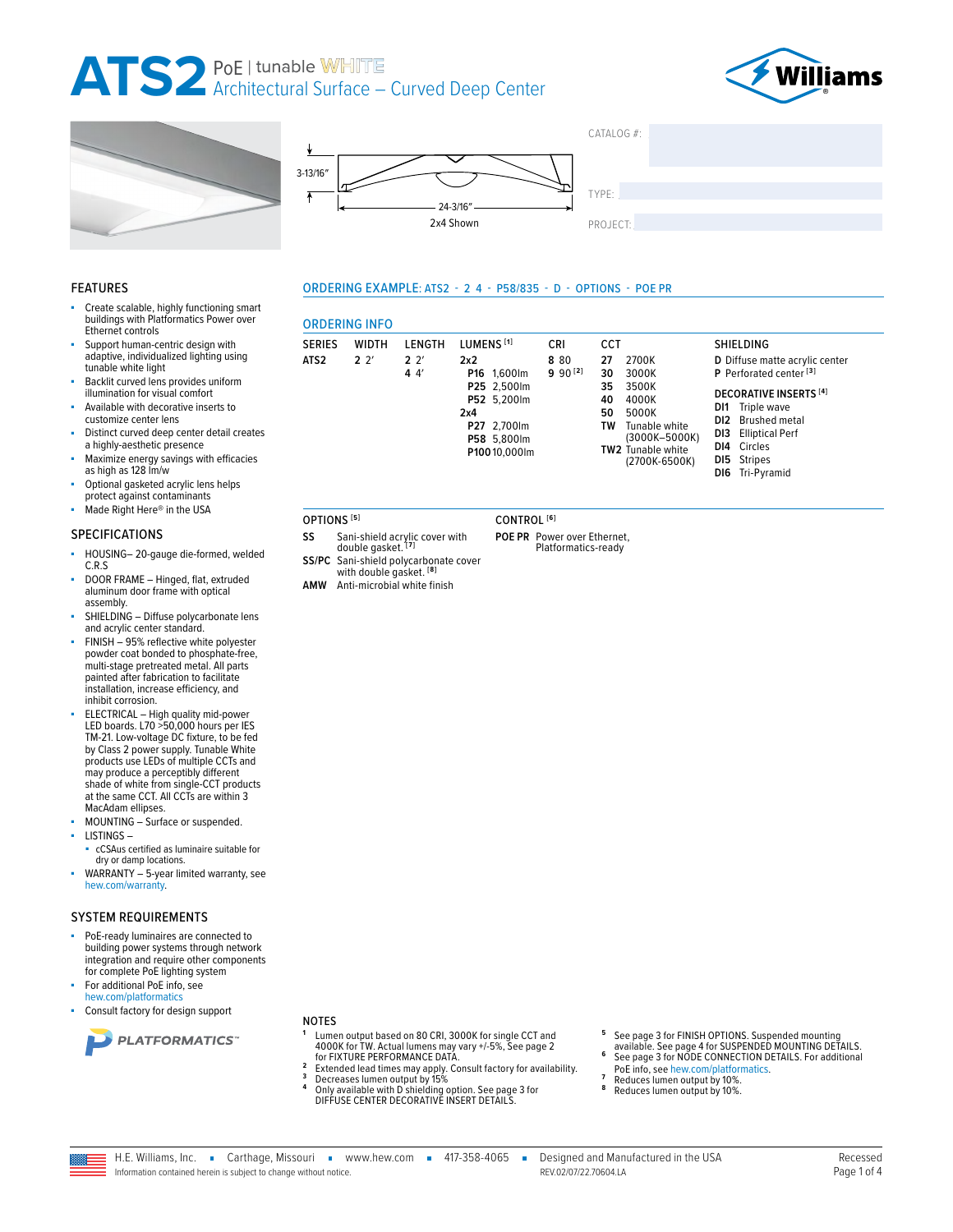# ATS2 PoE | tunable WHITE Architectural Surface – Curved Deep Center

3-13/16″

24-3/16″

2x4 Shown

CATALOG #:

TYPE:

PROJECT:

## FEATURES

- Create scalable, highly functioning smart buildings with Platformatics Power over Ethernet controls
- Support human-centric design with adaptive, individualized lighting using tunable white light
- Backlit curved lens provides uniform illumination for visual comfort
- Available with decorative inserts to customize center lens
- Distinct curved deep center detail creates a highly-aesthetic presence
- Maximize energy savings with efficacies as high as 128 lm/w
- Optional gasketed acrylic lens helps protect against contaminants
- Made Right Here® in the USA

## SPECIFICATIONS

- HOUSING– 20-gauge die-formed, welded C.R.S
- DOOR FRAME – Hinged, flat, extruded aluminum door frame with optical assembly.
- SHIELDING – Diffuse polycarbonate lens and acrylic center standard.
- FINISH – 95% reflective white polyester powder coat bonded to phosphate-free, multi-stage pretreated metal. All parts painted after fabrication to facilitate installation, increase efficiency, and inhibit corrosion.
- ELECTRICAL – High quality mid-power LED boards. L70 >50,000 hours per IES TM-21. Low-voltage DC fixture, to be fed by Class 2 power supply. Tunable White products use LEDs of multiple CCTs and may produce a perceptibly different shade of white from single-CCT products at the same CCT. All CCTs are within 3 MacAdam ellipses.
- MOUNTING – Surface or suspended.
- LISTINGS –
  - cCSAus certified as luminaire suitable for dry or damp locations.
- WARRANTY – 5-year limited warranty, see hew.com/warranty.

## SYSTEM REQUIREMENTS

- PoE-ready luminaires are connected to building power systems through network integration and require other components for complete PoE lighting system
- For additional PoE info, see hew.com/platformatics
- Consult factory for design support

PLATFORMATICS™

## ORDERING EXAMPLE: ATS2 - 2 4 - P58/835 - D - OPTIONS - POE PR

## ORDERING INFO

| SERIES | WIDTH | LENGTH | LUMENS [1] | CRI | CCT | SHIELDING |
|---|---|---|---|---|---|---|
| ATS2 | 2 2′ | 2 2′ | 2x2 | 8 80 | 27 2700K | D Diffuse matte acrylic center |
| | | 4 4′ | P16 1,600lm | 9 90 [2] | 30 3000K | P Perforated center [3] |
| | | | P25 2,500lm | | 35 3500K | **DECORATIVE INSERTS [4]** |
| | | | P52 5,200lm | | 40 4000K | DI1 Triple wave |
| | | | 2x4 | | 50 5000K | DI2 Brushed metal |
| | | | P27 2,700lm | | TW Tunable white (3000K–5000K) | DI3 Elliptical Perf |
| | | | P58 5,800lm | | TW2 Tunable white (2700K-6500K) | DI4 Circles |
| | | | P100 10,000lm | | | DI5 Stripes |
| | | | | | | DI6 Tri-Pyramid |

**OPTIONS [5]**

- **SS** Sani-shield acrylic cover with double gasket. [7]
- **SS/PC** Sani-shield polycarbonate cover with double gasket. [8]
- **AMW** Anti-microbial white finish

**CONTROL [6]**

- **POE PR** Power over Ethernet, Platformatics-ready

## NOTES

1. Lumen output based on 80 CRI, 3000K for single CCT and 4000K for TW. Actual lumens may vary +/-5%, See page 2 for FIXTURE PERFORMANCE DATA.
2. Extended lead times may apply. Consult factory for availability.
3. Decreases lumen output by 15%
4. Only available with D shielding option. See page 3 for DIFFUSE CENTER DECORATIVE INSERT DETAILS.
5. See page 3 for FINISH OPTIONS. Suspended mounting available. See page 4 for SUSPENDED MOUNTING DETAILS.
6. See page 3 for NODE CONNECTION DETAILS. For additional PoE info, see hew.com/platformatics.
7. Reduces lumen output by 10%.
8. Reduces lumen output by 10%.

H.E. Williams, Inc. ▪ Carthage, Missouri ▪ www.hew.com ▪ 417-358-4065 ▪ Designed and Manufactured in the USA

Information contained herein is subject to change without notice. REV.02/07/22.70604.LA

Recessed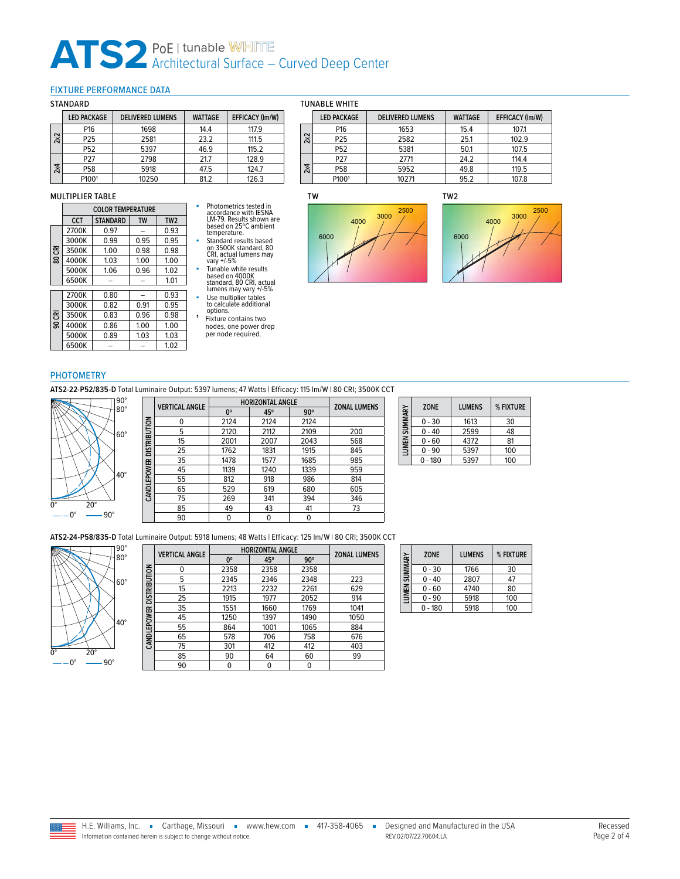# ATS2 PoE | tunable WHITE Architectural Surface – Curved Deep Center

## FIXTURE PERFORMANCE DATA

### STANDARD

| | LED PACKAGE | DELIVERED LUMENS | WATTAGE | EFFICACY (lm/W) |
|---|---|---|---|---|
| 2x2 | P16 | 1698 | 14.4 | 117.9 |
| 2x2 | P25 | 2581 | 23.2 | 111.5 |
| 2x2 | P52 | 5397 | 46.9 | 115.2 |
| 2x4 | P27 | 2798 | 21.7 | 128.9 |
| 2x4 | P58 | 5918 | 47.5 | 124.7 |
| 2x4 | P100[1] | 10250 | 81.2 | 126.3 |

### TUNABLE WHITE

| | LED PACKAGE | DELIVERED LUMENS | WATTAGE | EFFICACY (lm/W) |
|---|---|---|---|---|
| 2x2 | P16 | 1653 | 15.4 | 107.1 |
| 2x2 | P25 | 2582 | 25.1 | 102.9 |
| 2x2 | P52 | 5381 | 50.1 | 107.5 |
| 2x4 | P27 | 2771 | 24.2 | 114.4 |
| 2x4 | P58 | 5952 | 49.8 | 119.5 |
| 2x4 | P100[1] | 10271 | 95.2 | 107.8 |

### MULTIPLIER TABLE

| | COLOR TEMPERATURE | | | |
|---|---|---|---|---|
| | CCT | STANDARD | TW | TW2 |
| 80 CRI | 2700K | 0.97 | – | 0.93 |
| 80 CRI | 3000K | 0.99 | 0.95 | 0.95 |
| 80 CRI | 3500K | 1.00 | 0.98 | 0.98 |
| 80 CRI | 4000K | 1.03 | 1.00 | 1.00 |
| 80 CRI | 5000K | 1.06 | 0.96 | 1.02 |
| 80 CRI | 6500K | – | – | 1.01 |
| 90 CRI | 2700K | 0.80 | – | 0.93 |
| 90 CRI | 3000K | 0.82 | 0.91 | 0.95 |
| 90 CRI | 3500K | 0.83 | 0.96 | 0.98 |
| 90 CRI | 4000K | 0.86 | 1.00 | 1.00 |
| 90 CRI | 5000K | 0.89 | 1.03 | 1.03 |
| 90 CRI | 6500K | – | – | 1.02 |

- Photometrics tested in accordance with IESNA LM-79. Results shown are based on 25°C ambient temperature.
- Standard results based on 3500K standard, 80 CRI, actual lumens may vary +/-5%
- Tunable white results based on 4000K standard, 80 CRI, actual lumens may vary +/-5%
- Use multiplier tables to calculate additional options.

[1] Fixture contains two nodes, one power drop per node required.

TW

6000 4000 3000 2500

TW2

6000 4000 3000 2500

## PHOTOMETRY

**ATS2-22-P52/835-D** Total Luminaire Output: 5397 lumens; 47 Watts | Efficacy: 115 lm/W | 80 CRI; 3500K CCT

90° 80° 60° 40° 0° 20° — 0° — 90°

**CANDLEPOWER DISTRIBUTION**

| VERTICAL ANGLE | HORIZONTAL ANGLE | | | ZONAL LUMENS |
|---|---|---|---|---|
| | 0° | 45° | 90° | |
| 0 | 2124 | 2124 | 2124 | |
| 5 | 2120 | 2112 | 2109 | 200 |
| 15 | 2001 | 2007 | 2043 | 568 |
| 25 | 1762 | 1831 | 1915 | 845 |
| 35 | 1478 | 1577 | 1685 | 985 |
| 45 | 1139 | 1240 | 1339 | 959 |
| 55 | 812 | 918 | 986 | 814 |
| 65 | 529 | 619 | 680 | 605 |
| 75 | 269 | 341 | 394 | 346 |
| 85 | 49 | 43 | 41 | 73 |
| 90 | 0 | 0 | 0 | |

**LUMEN SUMMARY**

| ZONE | LUMENS | % FIXTURE |
|---|---|---|
| 0 - 30 | 1613 | 30 |
| 0 - 40 | 2599 | 48 |
| 0 - 60 | 4372 | 81 |
| 0 - 90 | 5397 | 100 |
| 0 - 180 | 5397 | 100 |

**ATS2-24-P58/835-D** Total Luminaire Output: 5918 lumens; 48 Watts | Efficacy: 125 lm/W | 80 CRI; 3500K CCT

90° 80° 60° 40° 0° 20° — 0° — 90°

**CANDLEPOWER DISTRIBUTION**

| VERTICAL ANGLE | HORIZONTAL ANGLE | | | ZONAL LUMENS |
|---|---|---|---|---|
| | 0° | 45° | 90° | |
| 0 | 2358 | 2358 | 2358 | |
| 5 | 2345 | 2346 | 2348 | 223 |
| 15 | 2213 | 2232 | 2261 | 629 |
| 25 | 1915 | 1977 | 2052 | 914 |
| 35 | 1551 | 1660 | 1769 | 1041 |
| 45 | 1250 | 1397 | 1490 | 1050 |
| 55 | 864 | 1001 | 1065 | 884 |
| 65 | 578 | 706 | 758 | 676 |
| 75 | 301 | 412 | 412 | 403 |
| 85 | 90 | 64 | 60 | 99 |
| 90 | 0 | 0 | 0 | |

**LUMEN SUMMARY**

| ZONE | LUMENS | % FIXTURE |
|---|---|---|
| 0 - 30 | 1766 | 30 |
| 0 - 40 | 2807 | 47 |
| 0 - 60 | 4740 | 80 |
| 0 - 90 | 5918 | 100 |
| 0 - 180 | 5918 | 100 |

H.E. Williams, Inc. ▪ Carthage, Missouri ▪ www.hew.com ▪ 417-358-4065 ▪ Designed and Manufactured in the USA

Information contained herein is subject to change without notice. REV.02/07/22.70604.LA

Recessed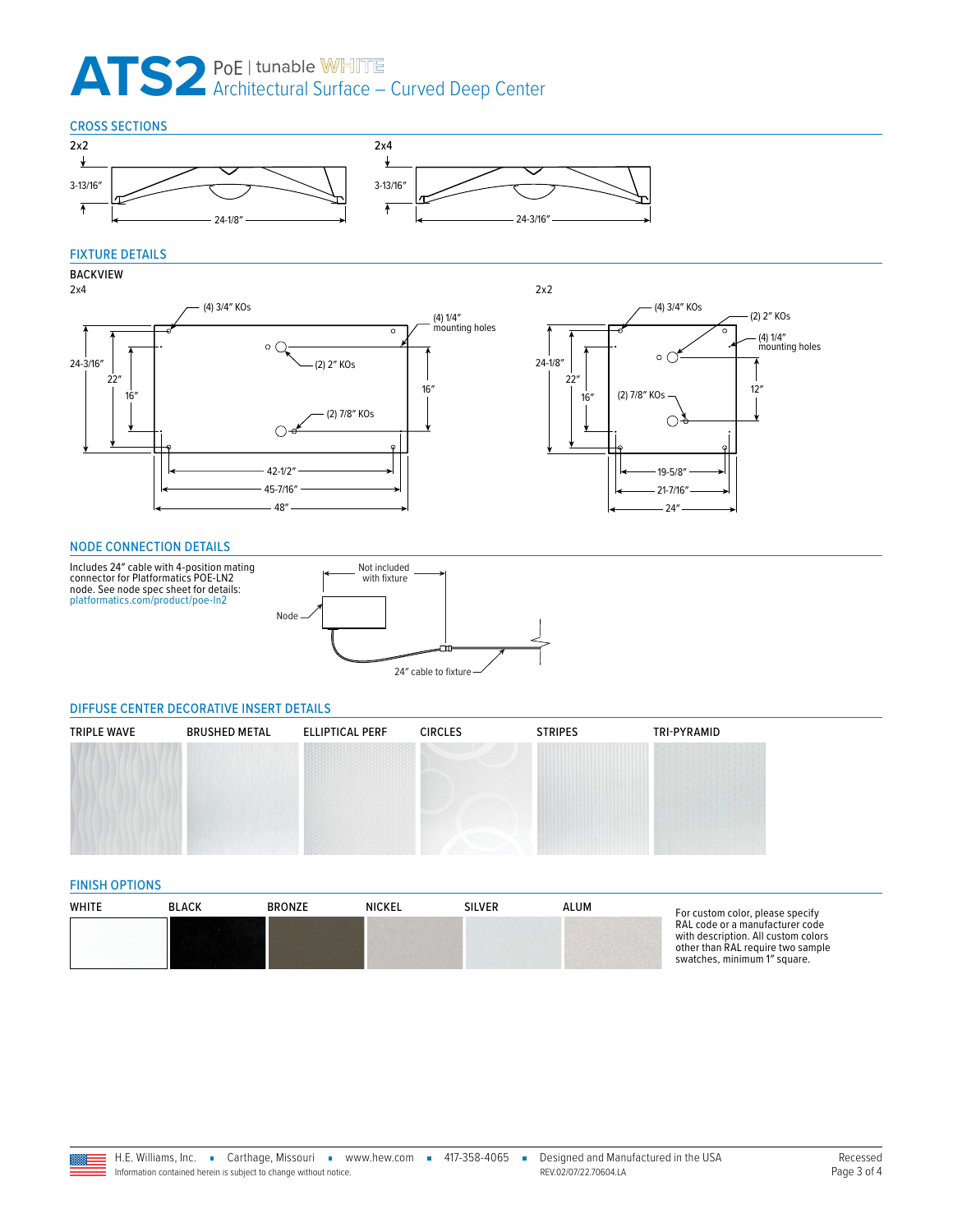# ATS2 PoE | tunable WHITE

## Architectural Surface – Curved Deep Center

### CROSS SECTIONS

2x2

3-13/16″

24-1/8″

2x4

3-13/16″

24-3/16″

### FIXTURE DETAILS

**BACKVIEW**

2x4

(4) 3/4″ KOs

(4) 1/4″ mounting holes

(2) 2″ KOs

(2) 7/8″ KOs

24-3/16″

22″

16″

16″

42-1/2″

45-7/16″

48″

2x2

(4) 3/4″ KOs

(2) 2″ KOs

(4) 1/4″ mounting holes

(2) 7/8″ KOs

24-1/8″

22″

16″

12″

19-5/8″

21-7/16″

24″

### NODE CONNECTION DETAILS

Includes 24″ cable with 4-position mating connector for Platformatics POE-LN2 node. See node spec sheet for details: platformatics.com/product/poe-ln2

Not included with fixture

Node

24″ cable to fixture

### DIFFUSE CENTER DECORATIVE INSERT DETAILS

TRIPLE WAVE | BRUSHED METAL | ELLIPTICAL PERF | CIRCLES | STRIPES | TRI-PYRAMID

### FINISH OPTIONS

WHITE | BLACK | BRONZE | NICKEL | SILVER | ALUM

For custom color, please specify RAL code or a manufacturer code with description. All custom colors other than RAL require two sample swatches, minimum 1″ square.

H.E. Williams, Inc. ▪ Carthage, Missouri ▪ www.hew.com ▪ 417-358-4065 ▪ Designed and Manufactured in the USA

Information contained herein is subject to change without notice.

REV.02/07/22.70604.LA

Recessed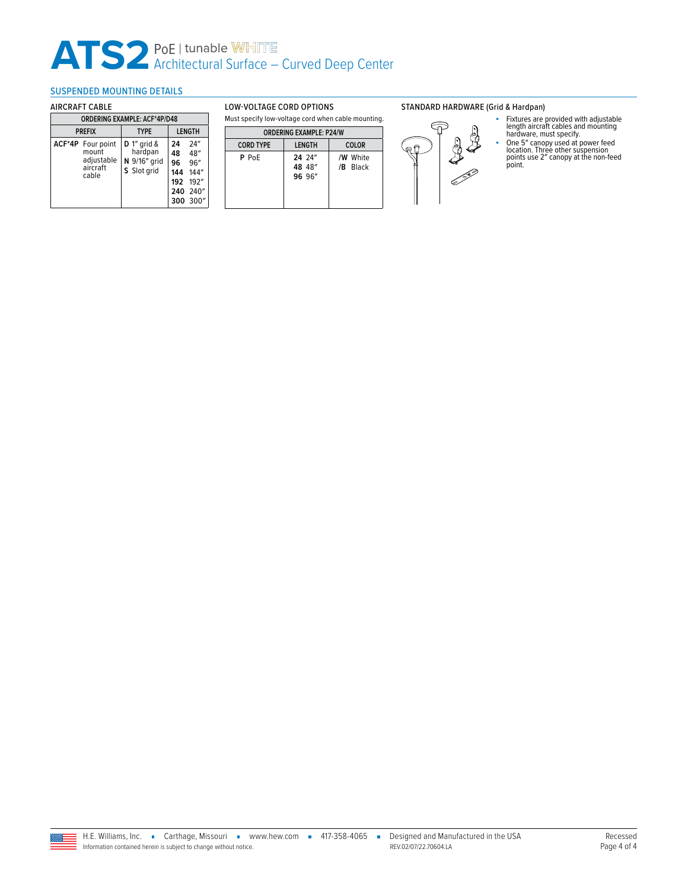# ATS2 PoE | tunable WHITE Architectural Surface – Curved Deep Center

## SUSPENDED MOUNTING DETAILS

### AIRCRAFT CABLE

| ORDERING EXAMPLE: ACF*4P/D48 | | |
|---|---|---|
| **PREFIX** | **TYPE** | **LENGTH** |
| **ACF*4P** Four point mount adjustable aircraft cable | **D** 1" grid & hardpan<br>**N** 9/16" grid<br>**S** Slot grid | **24** 24"<br>**48** 48"<br>**96** 96"<br>**144** 144"<br>**192** 192"<br>**240** 240"<br>**300** 300" |

### LOW-VOLTAGE CORD OPTIONS

Must specify low-voltage cord when cable mounting.

| ORDERING EXAMPLE: P24/W | | |
|---|---|---|
| **CORD TYPE** | **LENGTH** | **COLOR** |
| **P** PoE | **24** 24"<br>**48** 48"<br>**96** 96" | **/W** White<br>**/B** Black |

### STANDARD HARDWARE (Grid & Hardpan)

- Fixtures are provided with adjustable length aircraft cables and mounting hardware, must specify.
- One 5" canopy used at power feed location. Three other suspension points use 2" canopy at the non-feed point.

H.E. Williams, Inc. ▪ Carthage, Missouri ▪ www.hew.com ▪ 417-358-4065 ▪ Designed and Manufactured in the USA

Information contained herein is subject to change without notice.

REV.02/07/22.70604.LA